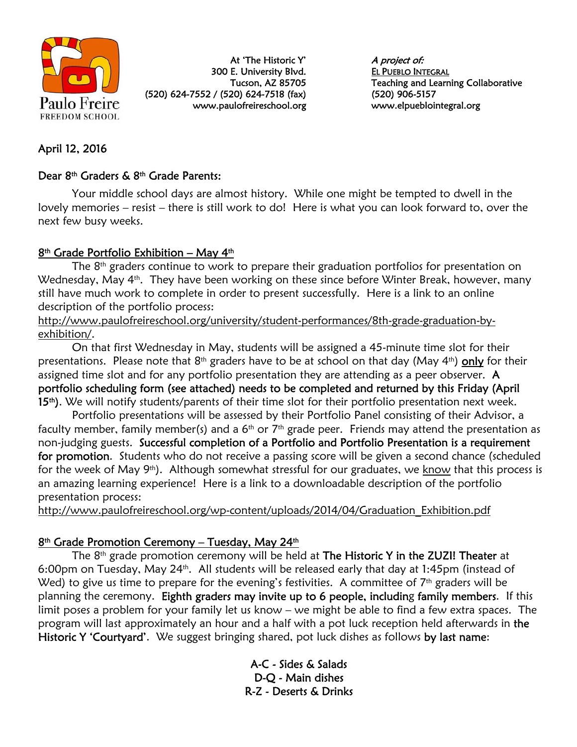Paulo Freire FREEDOM SCHOOL

At 'The Historic Y'
300 E. University Blvd.
Tucson, AZ 85705
(520) 624-7552 / (520) 624-7518 (fax)
www.paulofreireschool.org

*A project of:*
EL PUEBLO INTEGRAL
Teaching and Learning Collaborative
(520) 906-5157
www.elpueblointegral.org

April 12, 2016

Dear 8th Graders & 8th Grade Parents:

Your middle school days are almost history. While one might be tempted to dwell in the lovely memories – resist – there is still work to do! Here is what you can look forward to, over the next few busy weeks.

## 8th Grade Portfolio Exhibition – May 4th

The 8th graders continue to work to prepare their graduation portfolios for presentation on Wednesday, May 4th. They have been working on these since before Winter Break, however, many still have much work to complete in order to present successfully. Here is a link to an online description of the portfolio process:
http://www.paulofreireschool.org/university/student-performances/8th-grade-graduation-by-exhibition/.

On that first Wednesday in May, students will be assigned a 45-minute time slot for their presentations. Please note that 8th graders have to be at school on that day (May 4th) **only** for their assigned time slot and for any portfolio presentation they are attending as a peer observer. **A portfolio scheduling form (see attached) needs to be completed and returned by this Friday (April 15th)**. We will notify students/parents of their time slot for their portfolio presentation next week.

Portfolio presentations will be assessed by their Portfolio Panel consisting of their Advisor, a faculty member, family member(s) and a 6th or 7th grade peer. Friends may attend the presentation as non-judging guests. **Successful completion of a Portfolio and Portfolio Presentation is a requirement for promotion**. Students who do not receive a passing score will be given a second chance (scheduled for the week of May 9th). Although somewhat stressful for our graduates, we know that this process is an amazing learning experience! Here is a link to a downloadable description of the portfolio presentation process:
http://www.paulofreireschool.org/wp-content/uploads/2014/04/Graduation_Exhibition.pdf

## 8th Grade Promotion Ceremony – Tuesday, May 24th

The 8th grade promotion ceremony will be held at **The Historic Y in the ZUZI! Theater** at 6:00pm on Tuesday, May 24th. All students will be released early that day at 1:45pm (instead of Wed) to give us time to prepare for the evening's festivities. A committee of 7th graders will be planning the ceremony. **Eighth graders may invite up to 6 people, including family members**. If this limit poses a problem for your family let us know – we might be able to find a few extra spaces. The program will last approximately an hour and a half with a pot luck reception held afterwards in **the Historic Y 'Courtyard'**. We suggest bringing shared, pot luck dishes as follows **by last name**:

A-C - Sides & Salads
D-Q - Main dishes
R-Z - Deserts & Drinks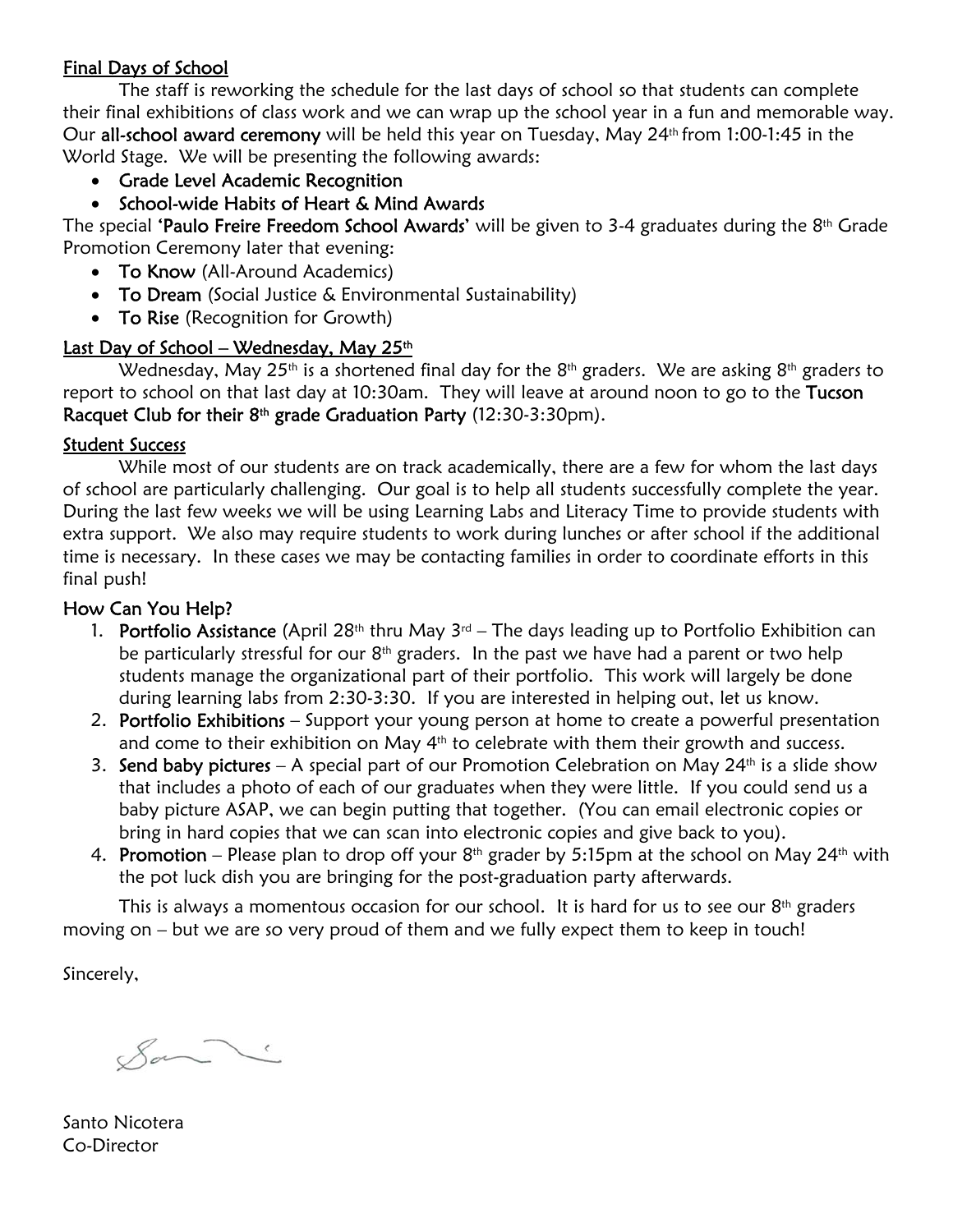## Final Days of School

The staff is reworking the schedule for the last days of school so that students can complete their final exhibitions of class work and we can wrap up the school year in a fun and memorable way. Our **all-school award ceremony** will be held this year on Tuesday, May 24th from 1:00-1:45 in the World Stage. We will be presenting the following awards:

- **Grade Level Academic Recognition**
- **School-wide Habits of Heart & Mind Awards**

The special **'Paulo Freire Freedom School Awards'** will be given to 3-4 graduates during the 8th Grade Promotion Ceremony later that evening:

- **To Know** (All-Around Academics)
- **To Dream** (Social Justice & Environmental Sustainability)
- **To Rise** (Recognition for Growth)

## Last Day of School – Wednesday, May 25th

Wednesday, May 25th is a shortened final day for the 8th graders. We are asking 8th graders to report to school on that last day at 10:30am. They will leave at around noon to go to the **Tucson Racquet Club for their 8th grade Graduation Party** (12:30-3:30pm).

## Student Success

While most of our students are on track academically, there are a few for whom the last days of school are particularly challenging. Our goal is to help all students successfully complete the year. During the last few weeks we will be using Learning Labs and Literacy Time to provide students with extra support. We also may require students to work during lunches or after school if the additional time is necessary. In these cases we may be contacting families in order to coordinate efforts in this final push!

## How Can You Help?

1. **Portfolio Assistance** (April 28th thru May 3rd – The days leading up to Portfolio Exhibition can be particularly stressful for our 8th graders. In the past we have had a parent or two help students manage the organizational part of their portfolio. This work will largely be done during learning labs from 2:30-3:30. If you are interested in helping out, let us know.
2. **Portfolio Exhibitions** – Support your young person at home to create a powerful presentation and come to their exhibition on May 4th to celebrate with them their growth and success.
3. **Send baby pictures** – A special part of our Promotion Celebration on May 24th is a slide show that includes a photo of each of our graduates when they were little. If you could send us a baby picture ASAP, we can begin putting that together. (You can email electronic copies or bring in hard copies that we can scan into electronic copies and give back to you).
4. **Promotion** – Please plan to drop off your 8th grader by 5:15pm at the school on May 24th with the pot luck dish you are bringing for the post-graduation party afterwards.

This is always a momentous occasion for our school. It is hard for us to see our 8th graders moving on – but we are so very proud of them and we fully expect them to keep in touch!

Sincerely,

Santo Nicotera
Co-Director